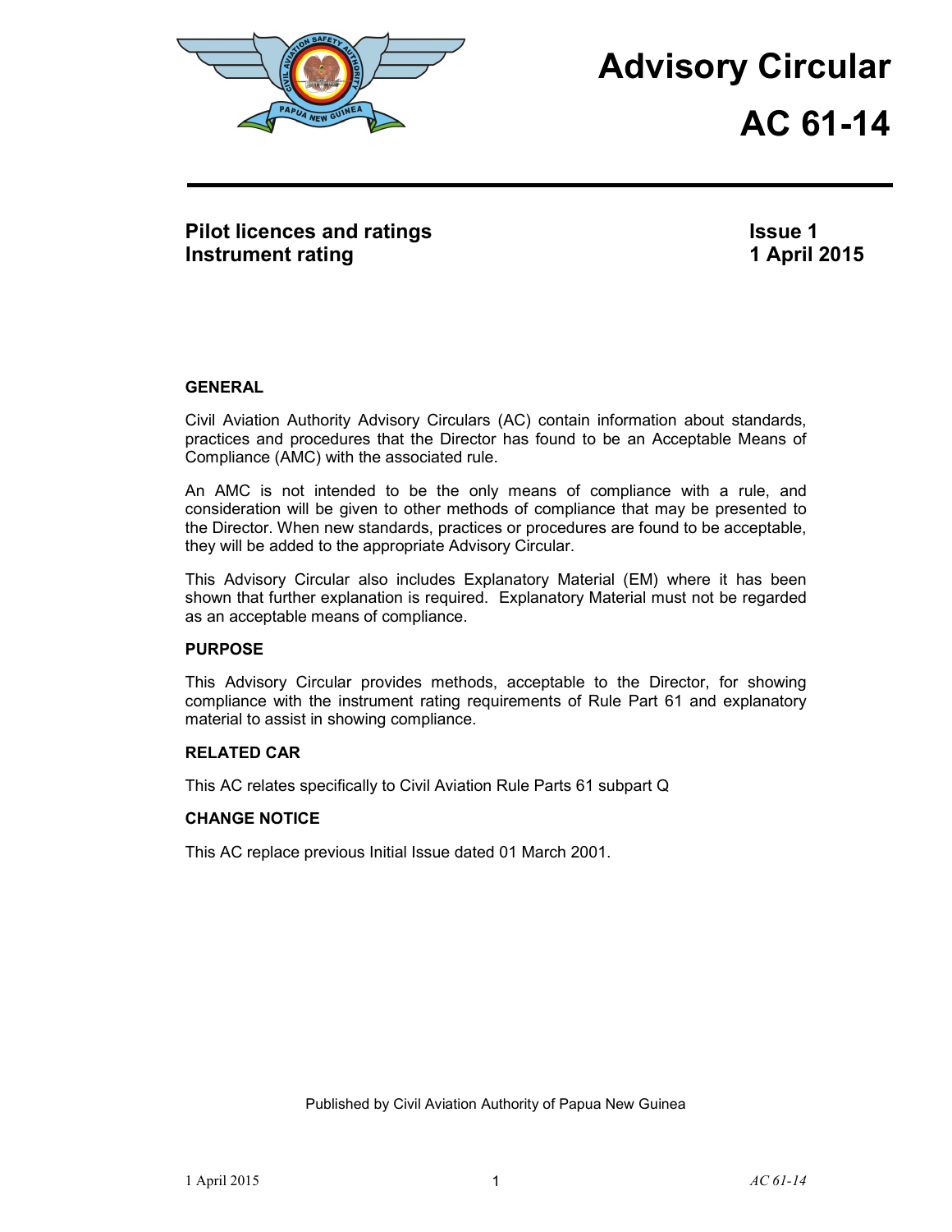# Advisory Circular

# AC 61-14

**Pilot licences and ratings**
**Instrument rating**

**Issue 1**
**1 April 2015**

### GENERAL

Civil Aviation Authority Advisory Circulars (AC) contain information about standards, practices and procedures that the Director has found to be an Acceptable Means of Compliance (AMC) with the associated rule.

An AMC is not intended to be the only means of compliance with a rule, and consideration will be given to other methods of compliance that may be presented to the Director. When new standards, practices or procedures are found to be acceptable, they will be added to the appropriate Advisory Circular.

This Advisory Circular also includes Explanatory Material (EM) where it has been shown that further explanation is required. Explanatory Material must not be regarded as an acceptable means of compliance.

### PURPOSE

This Advisory Circular provides methods, acceptable to the Director, for showing compliance with the instrument rating requirements of Rule Part 61 and explanatory material to assist in showing compliance.

### RELATED CAR

This AC relates specifically to Civil Aviation Rule Parts 61 subpart Q

### CHANGE NOTICE

This AC replace previous Initial Issue dated 01 March 2001.

Published by Civil Aviation Authority of Papua New Guinea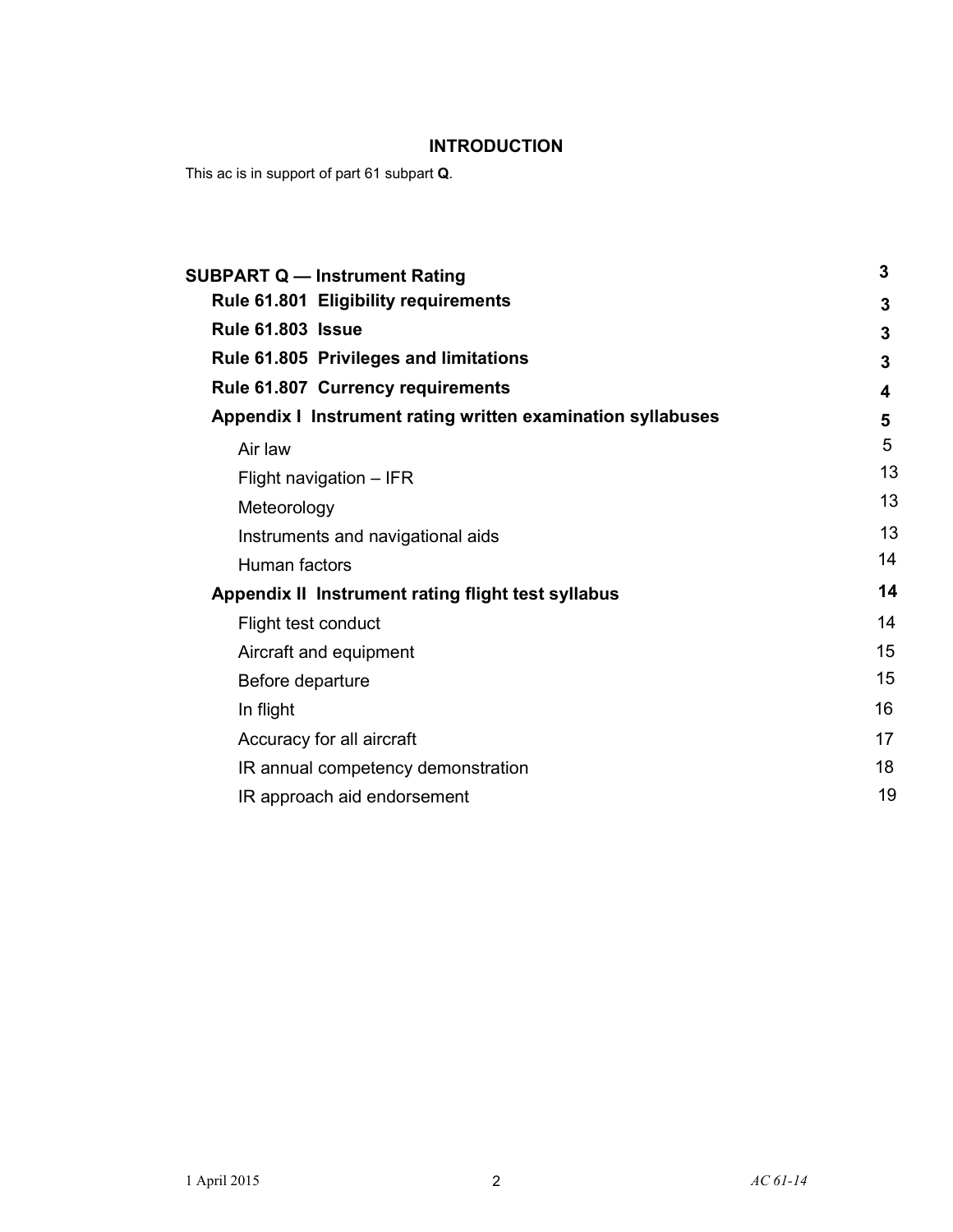## INTRODUCTION

This ac is in support of part 61 subpart **Q**.

| | |
|---|---|
| **SUBPART Q — Instrument Rating** | **3** |
| **Rule 61.801 Eligibility requirements** | **3** |
| **Rule 61.803 Issue** | **3** |
| **Rule 61.805 Privileges and limitations** | **3** |
| **Rule 61.807 Currency requirements** | **4** |
| **Appendix I Instrument rating written examination syllabuses** | **5** |
| Air law | 5 |
| Flight navigation – IFR | 13 |
| Meteorology | 13 |
| Instruments and navigational aids | 13 |
| Human factors | 14 |
| **Appendix II Instrument rating flight test syllabus** | **14** |
| Flight test conduct | 14 |
| Aircraft and equipment | 15 |
| Before departure | 15 |
| In flight | 16 |
| Accuracy for all aircraft | 17 |
| IR annual competency demonstration | 18 |
| IR approach aid endorsement | 19 |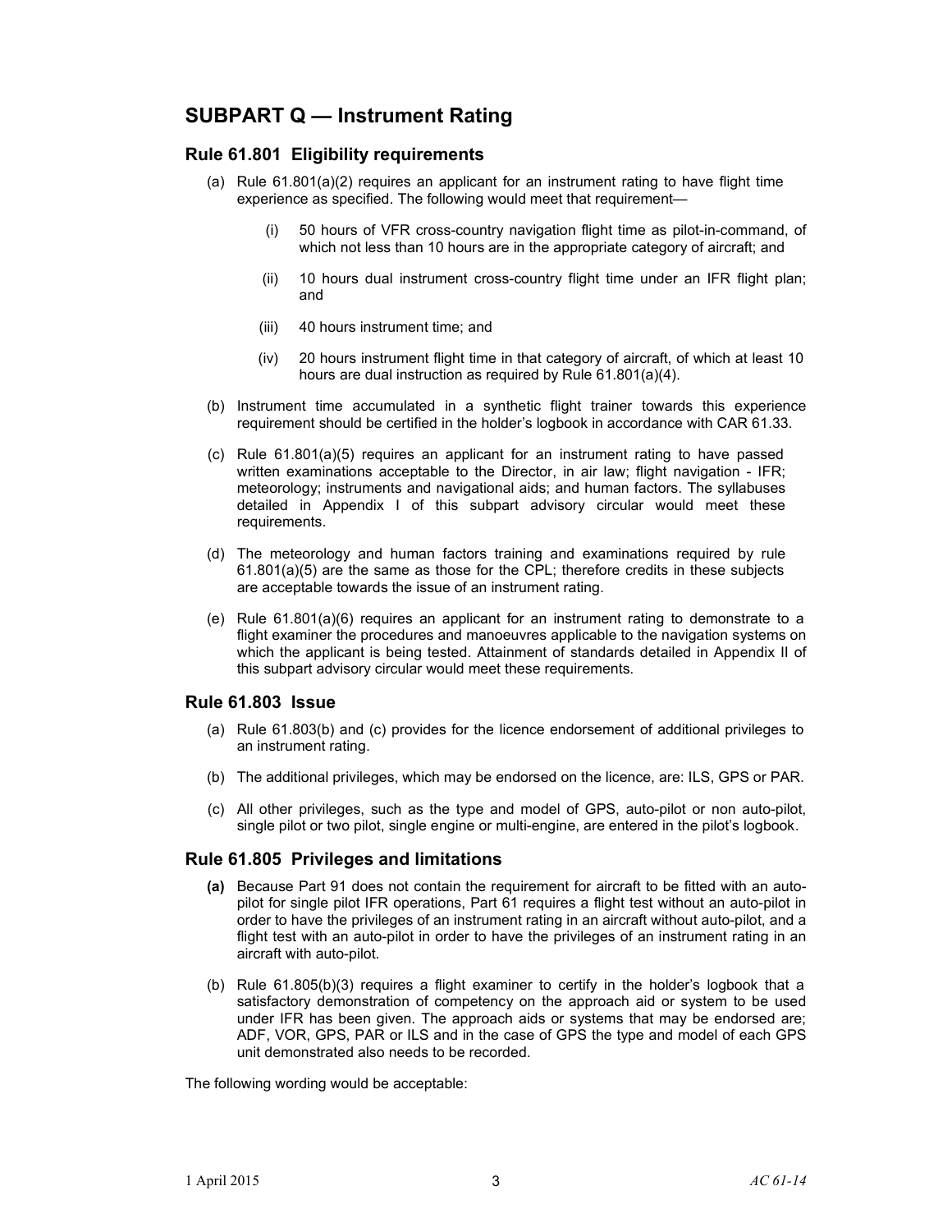## SUBPART Q — Instrument Rating

### Rule 61.801 Eligibility requirements

(a) Rule 61.801(a)(2) requires an applicant for an instrument rating to have flight time experience as specified. The following would meet that requirement—

  (i) 50 hours of VFR cross-country navigation flight time as pilot-in-command, of which not less than 10 hours are in the appropriate category of aircraft; and

  (ii) 10 hours dual instrument cross-country flight time under an IFR flight plan; and

  (iii) 40 hours instrument time; and

  (iv) 20 hours instrument flight time in that category of aircraft, of which at least 10 hours are dual instruction as required by Rule 61.801(a)(4).

(b) Instrument time accumulated in a synthetic flight trainer towards this experience requirement should be certified in the holder's logbook in accordance with CAR 61.33.

(c) Rule 61.801(a)(5) requires an applicant for an instrument rating to have passed written examinations acceptable to the Director, in air law; flight navigation - IFR; meteorology; instruments and navigational aids; and human factors. The syllabuses detailed in Appendix I of this subpart advisory circular would meet these requirements.

(d) The meteorology and human factors training and examinations required by rule 61.801(a)(5) are the same as those for the CPL; therefore credits in these subjects are acceptable towards the issue of an instrument rating.

(e) Rule 61.801(a)(6) requires an applicant for an instrument rating to demonstrate to a flight examiner the procedures and manoeuvres applicable to the navigation systems on which the applicant is being tested. Attainment of standards detailed in Appendix II of this subpart advisory circular would meet these requirements.

### Rule 61.803 Issue

(a) Rule 61.803(b) and (c) provides for the licence endorsement of additional privileges to an instrument rating.

(b) The additional privileges, which may be endorsed on the licence, are: ILS, GPS or PAR.

(c) All other privileges, such as the type and model of GPS, auto-pilot or non auto-pilot, single pilot or two pilot, single engine or multi-engine, are entered in the pilot's logbook.

### Rule 61.805 Privileges and limitations

**(a)** Because Part 91 does not contain the requirement for aircraft to be fitted with an auto-pilot for single pilot IFR operations, Part 61 requires a flight test without an auto-pilot in order to have the privileges of an instrument rating in an aircraft without auto-pilot, and a flight test with an auto-pilot in order to have the privileges of an instrument rating in an aircraft with auto-pilot.

(b) Rule 61.805(b)(3) requires a flight examiner to certify in the holder's logbook that a satisfactory demonstration of competency on the approach aid or system to be used under IFR has been given. The approach aids or systems that may be endorsed are; ADF, VOR, GPS, PAR or ILS and in the case of GPS the type and model of each GPS unit demonstrated also needs to be recorded.

The following wording would be acceptable: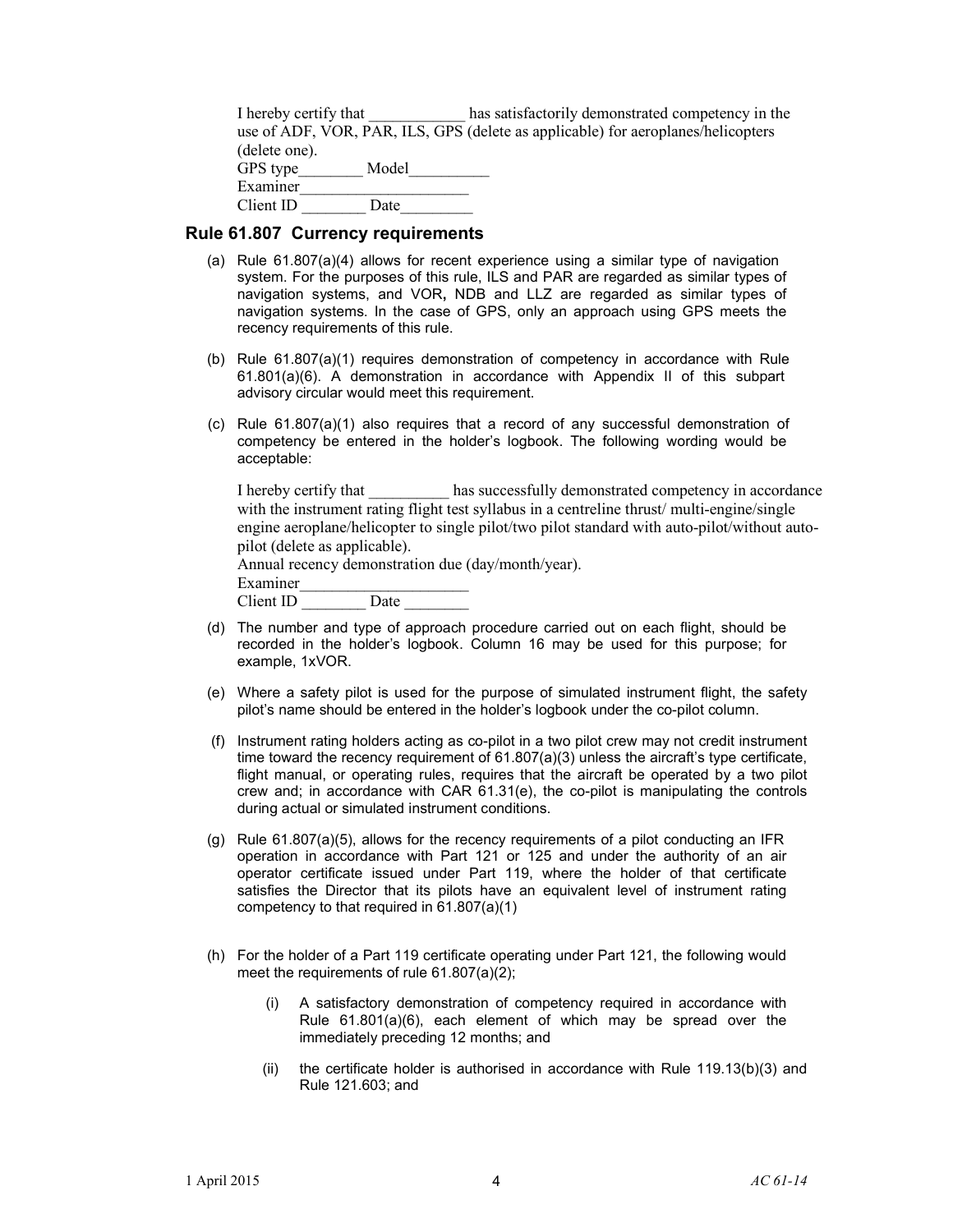I hereby certify that ____________ has satisfactorily demonstrated competency in the use of ADF, VOR, PAR, ILS, GPS (delete as applicable) for aeroplanes/helicopters (delete one).
GPS type________ Model__________
Examiner_____________________
Client ID ________ Date_________

## Rule 61.807 Currency requirements

(a) Rule 61.807(a)(4) allows for recent experience using a similar type of navigation system. For the purposes of this rule, ILS and PAR are regarded as similar types of navigation systems, and VOR**,** NDB and LLZ are regarded as similar types of navigation systems. In the case of GPS, only an approach using GPS meets the recency requirements of this rule.

(b) Rule 61.807(a)(1) requires demonstration of competency in accordance with Rule 61.801(a)(6). A demonstration in accordance with Appendix II of this subpart advisory circular would meet this requirement.

(c) Rule 61.807(a)(1) also requires that a record of any successful demonstration of competency be entered in the holder's logbook. The following wording would be acceptable:

I hereby certify that __________ has successfully demonstrated competency in accordance with the instrument rating flight test syllabus in a centreline thrust/ multi-engine/single engine aeroplane/helicopter to single pilot/two pilot standard with auto-pilot/without auto-pilot (delete as applicable).
Annual recency demonstration due (day/month/year).
Examiner_____________________
Client ID ________ Date ________

(d) The number and type of approach procedure carried out on each flight, should be recorded in the holder's logbook. Column 16 may be used for this purpose; for example, 1xVOR.

(e) Where a safety pilot is used for the purpose of simulated instrument flight, the safety pilot's name should be entered in the holder's logbook under the co-pilot column.

(f) Instrument rating holders acting as co-pilot in a two pilot crew may not credit instrument time toward the recency requirement of 61.807(a)(3) unless the aircraft's type certificate, flight manual, or operating rules, requires that the aircraft be operated by a two pilot crew and; in accordance with CAR 61.31(e), the co-pilot is manipulating the controls during actual or simulated instrument conditions.

(g) Rule 61.807(a)(5), allows for the recency requirements of a pilot conducting an IFR operation in accordance with Part 121 or 125 and under the authority of an air operator certificate issued under Part 119, where the holder of that certificate satisfies the Director that its pilots have an equivalent level of instrument rating competency to that required in 61.807(a)(1)

(h) For the holder of a Part 119 certificate operating under Part 121, the following would meet the requirements of rule 61.807(a)(2);

   (i) A satisfactory demonstration of competency required in accordance with Rule 61.801(a)(6), each element of which may be spread over the immediately preceding 12 months; and

   (ii) the certificate holder is authorised in accordance with Rule 119.13(b)(3) and Rule 121.603; and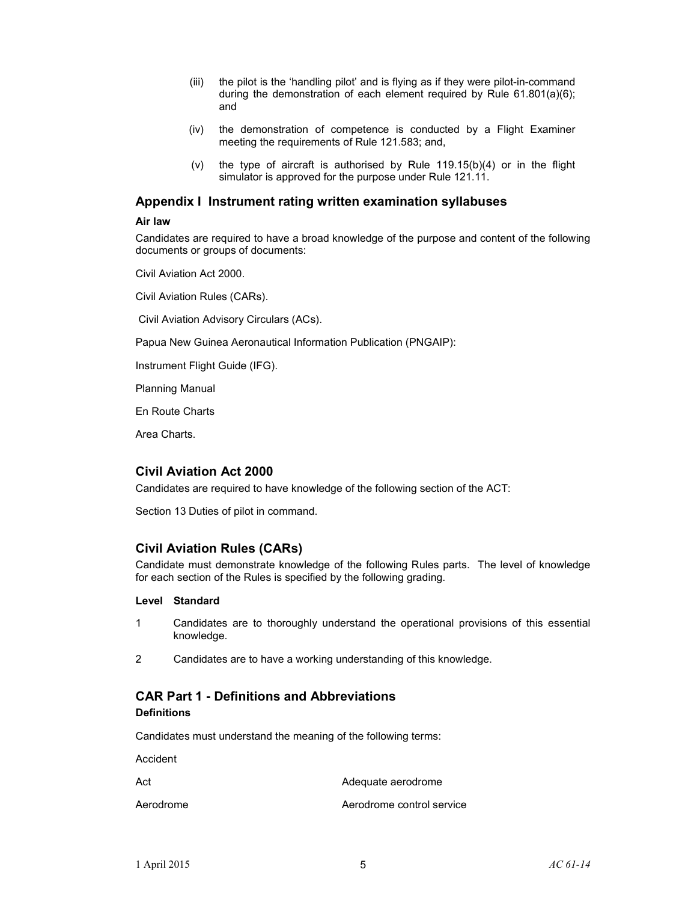(iii) the pilot is the 'handling pilot' and is flying as if they were pilot-in-command during the demonstration of each element required by Rule 61.801(a)(6); and

(iv) the demonstration of competence is conducted by a Flight Examiner meeting the requirements of Rule 121.583; and,

(v) the type of aircraft is authorised by Rule 119.15(b)(4) or in the flight simulator is approved for the purpose under Rule 121.11.

## Appendix I Instrument rating written examination syllabuses

**Air law**

Candidates are required to have a broad knowledge of the purpose and content of the following documents or groups of documents:

Civil Aviation Act 2000.

Civil Aviation Rules (CARs).

Civil Aviation Advisory Circulars (ACs).

Papua New Guinea Aeronautical Information Publication (PNGAIP):

Instrument Flight Guide (IFG).

Planning Manual

En Route Charts

Area Charts.

## Civil Aviation Act 2000

Candidates are required to have knowledge of the following section of the ACT:

Section 13 Duties of pilot in command.

## Civil Aviation Rules (CARs)

Candidate must demonstrate knowledge of the following Rules parts. The level of knowledge for each section of the Rules is specified by the following grading.

| Level | Standard |
|---|---|
| 1 | Candidates are to thoroughly understand the operational provisions of this essential knowledge. |
| 2 | Candidates are to have a working understanding of this knowledge. |

## CAR Part 1 - Definitions and Abbreviations

### Definitions

Candidates must understand the meaning of the following terms:

Accident

Act

Adequate aerodrome

Aerodrome

Aerodrome control service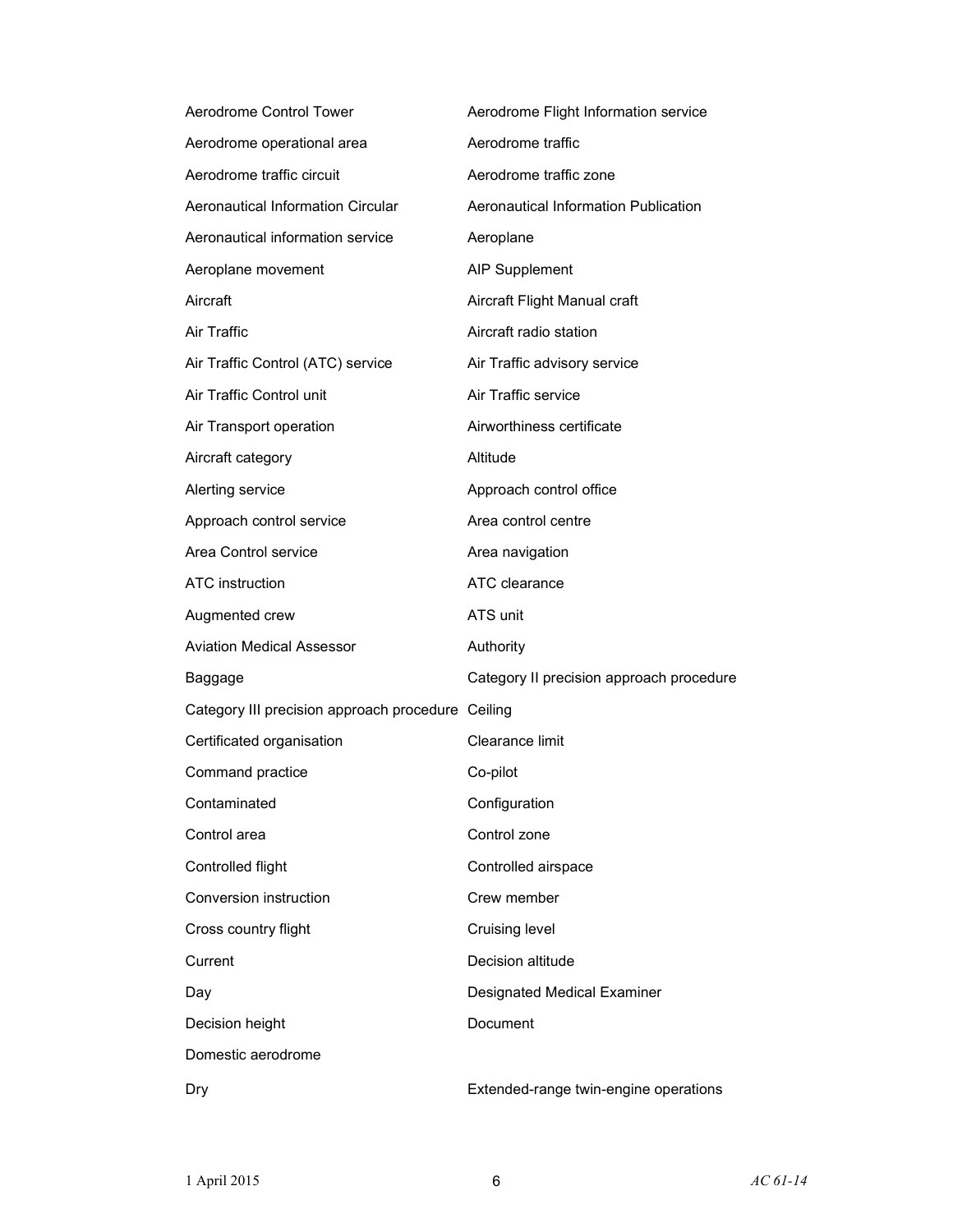| | |
|---|---|
| Aerodrome Control Tower | Aerodrome Flight Information service |
| Aerodrome operational area | Aerodrome traffic |
| Aerodrome traffic circuit | Aerodrome traffic zone |
| Aeronautical Information Circular | Aeronautical Information Publication |
| Aeronautical information service | Aeroplane |
| Aeroplane movement | AIP Supplement |
| Aircraft | Aircraft Flight Manual craft |
| Air Traffic | Aircraft radio station |
| Air Traffic Control (ATC) service | Air Traffic advisory service |
| Air Traffic Control unit | Air Traffic service |
| Air Transport operation | Airworthiness certificate |
| Aircraft category | Altitude |
| Alerting service | Approach control office |
| Approach control service | Area control centre |
| Area Control service | Area navigation |
| ATC instruction | ATC clearance |
| Augmented crew | ATS unit |
| Aviation Medical Assessor | Authority |
| Baggage | Category II precision approach procedure |
| Category III precision approach procedure | Ceiling |
| Certificated organisation | Clearance limit |
| Command practice | Co-pilot |
| Contaminated | Configuration |
| Control area | Control zone |
| Controlled flight | Controlled airspace |
| Conversion instruction | Crew member |
| Cross country flight | Cruising level |
| Current | Decision altitude |
| Day | Designated Medical Examiner |
| Decision height | Document |
| Domestic aerodrome | |
| Dry | Extended-range twin-engine operations |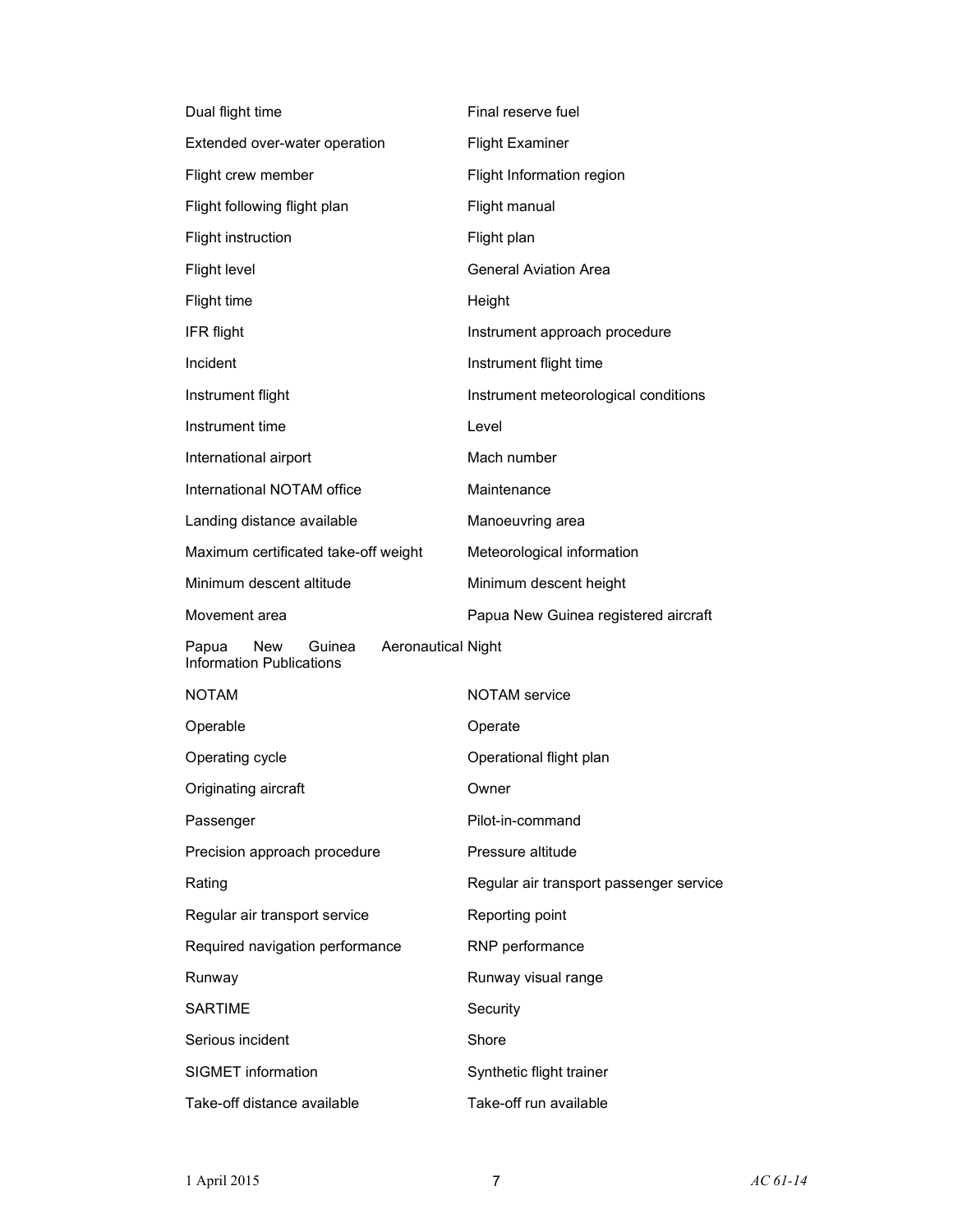| | |
|---|---|
| Dual flight time | Final reserve fuel |
| Extended over-water operation | Flight Examiner |
| Flight crew member | Flight Information region |
| Flight following flight plan | Flight manual |
| Flight instruction | Flight plan |
| Flight level | General Aviation Area |
| Flight time | Height |
| IFR flight | Instrument approach procedure |
| Incident | Instrument flight time |
| Instrument flight | Instrument meteorological conditions |
| Instrument time | Level |
| International airport | Mach number |
| International NOTAM office | Maintenance |
| Landing distance available | Manoeuvring area |
| Maximum certificated take-off weight | Meteorological information |
| Minimum descent altitude | Minimum descent height |
| Movement area | Papua New Guinea registered aircraft |
| Papua New Guinea Aeronautical Information Publications | Night |
| NOTAM | NOTAM service |
| Operable | Operate |
| Operating cycle | Operational flight plan |
| Originating aircraft | Owner |
| Passenger | Pilot-in-command |
| Precision approach procedure | Pressure altitude |
| Rating | Regular air transport passenger service |
| Regular air transport service | Reporting point |
| Required navigation performance | RNP performance |
| Runway | Runway visual range |
| SARTIME | Security |
| Serious incident | Shore |
| SIGMET information | Synthetic flight trainer |
| Take-off distance available | Take-off run available |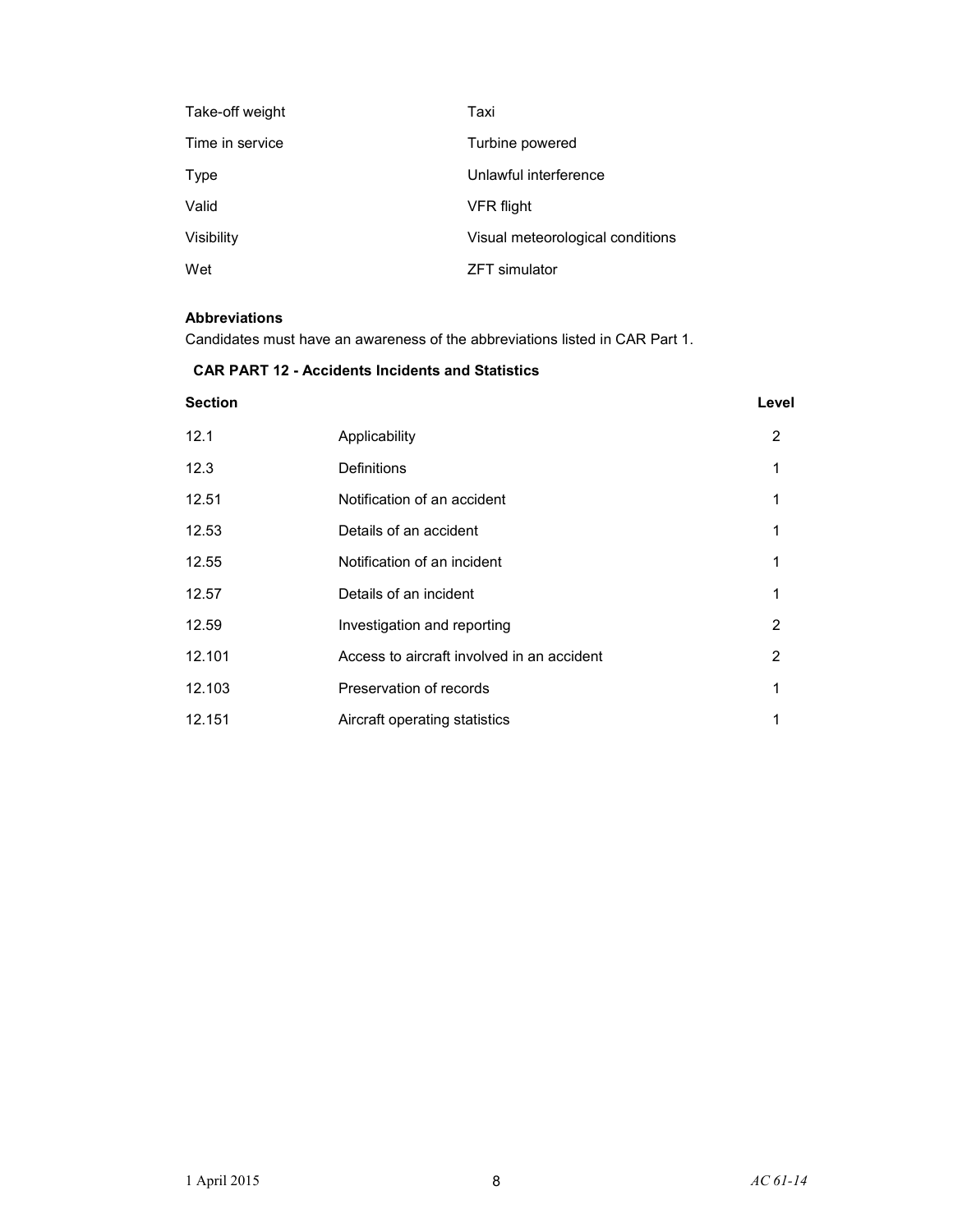| | |
|---|---|
| Take-off weight | Taxi |
| Time in service | Turbine powered |
| Type | Unlawful interference |
| Valid | VFR flight |
| Visibility | Visual meteorological conditions |
| Wet | ZFT simulator |

**Abbreviations**

Candidates must have an awareness of the abbreviations listed in CAR Part 1.

### CAR PART 12 - Accidents Incidents and Statistics

| Section | | Level |
|---|---|---|
| 12.1 | Applicability | 2 |
| 12.3 | Definitions | 1 |
| 12.51 | Notification of an accident | 1 |
| 12.53 | Details of an accident | 1 |
| 12.55 | Notification of an incident | 1 |
| 12.57 | Details of an incident | 1 |
| 12.59 | Investigation and reporting | 2 |
| 12.101 | Access to aircraft involved in an accident | 2 |
| 12.103 | Preservation of records | 1 |
| 12.151 | Aircraft operating statistics | 1 |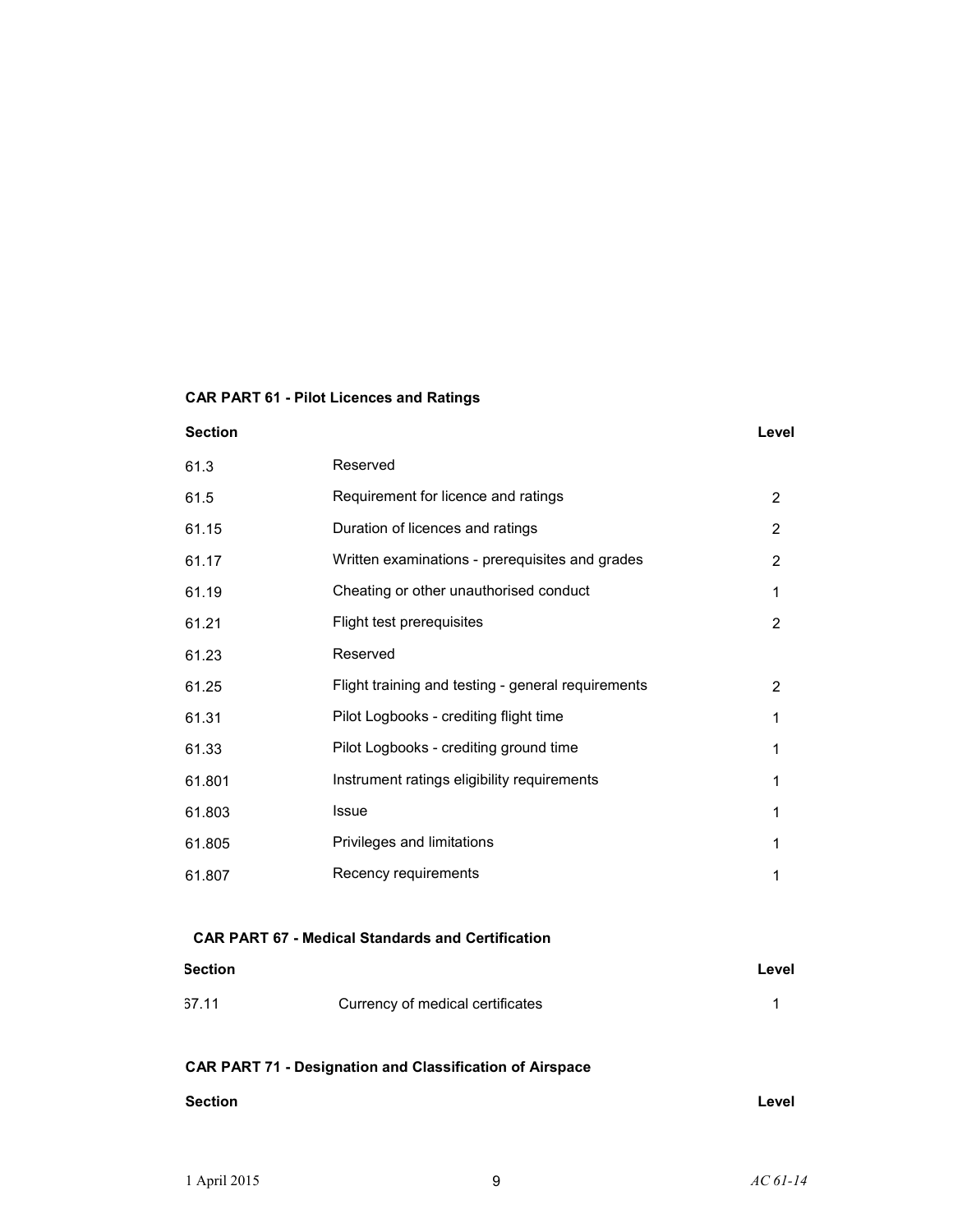**CAR PART 61 - Pilot Licences and Ratings**

| Section | | Level |
|---|---|---|
| 61.3 | Reserved | |
| 61.5 | Requirement for licence and ratings | 2 |
| 61.15 | Duration of licences and ratings | 2 |
| 61.17 | Written examinations - prerequisites and grades | 2 |
| 61.19 | Cheating or other unauthorised conduct | 1 |
| 61.21 | Flight test prerequisites | 2 |
| 61.23 | Reserved | |
| 61.25 | Flight training and testing - general requirements | 2 |
| 61.31 | Pilot Logbooks - crediting flight time | 1 |
| 61.33 | Pilot Logbooks - crediting ground time | 1 |
| 61.801 | Instrument ratings eligibility requirements | 1 |
| 61.803 | Issue | 1 |
| 61.805 | Privileges and limitations | 1 |
| 61.807 | Recency requirements | 1 |

**CAR PART 67 - Medical Standards and Certification**

| Section | | Level |
|---|---|---|
| 67.11 | Currency of medical certificates | 1 |

**CAR PART 71 - Designation and Classification of Airspace**

| Section | | Level |
|---|---|---|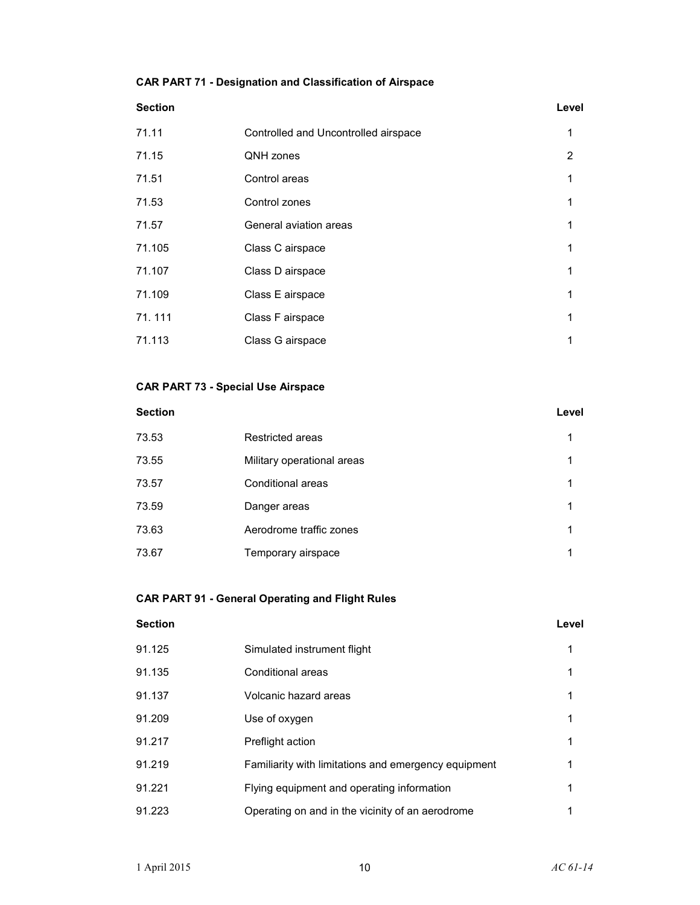**CAR PART 71 - Designation and Classification of Airspace**

| Section | | Level |
|---|---|---|
| 71.11 | Controlled and Uncontrolled airspace | 1 |
| 71.15 | QNH zones | 2 |
| 71.51 | Control areas | 1 |
| 71.53 | Control zones | 1 |
| 71.57 | General aviation areas | 1 |
| 71.105 | Class C airspace | 1 |
| 71.107 | Class D airspace | 1 |
| 71.109 | Class E airspace | 1 |
| 71. 111 | Class F airspace | 1 |
| 71.113 | Class G airspace | 1 |

**CAR PART 73 - Special Use Airspace**

| Section | | Level |
|---|---|---|
| 73.53 | Restricted areas | 1 |
| 73.55 | Military operational areas | 1 |
| 73.57 | Conditional areas | 1 |
| 73.59 | Danger areas | 1 |
| 73.63 | Aerodrome traffic zones | 1 |
| 73.67 | Temporary airspace | 1 |

**CAR PART 91 - General Operating and Flight Rules**

| Section | | Level |
|---|---|---|
| 91.125 | Simulated instrument flight | 1 |
| 91.135 | Conditional areas | 1 |
| 91.137 | Volcanic hazard areas | 1 |
| 91.209 | Use of oxygen | 1 |
| 91.217 | Preflight action | 1 |
| 91.219 | Familiarity with limitations and emergency equipment | 1 |
| 91.221 | Flying equipment and operating information | 1 |
| 91.223 | Operating on and in the vicinity of an aerodrome | 1 |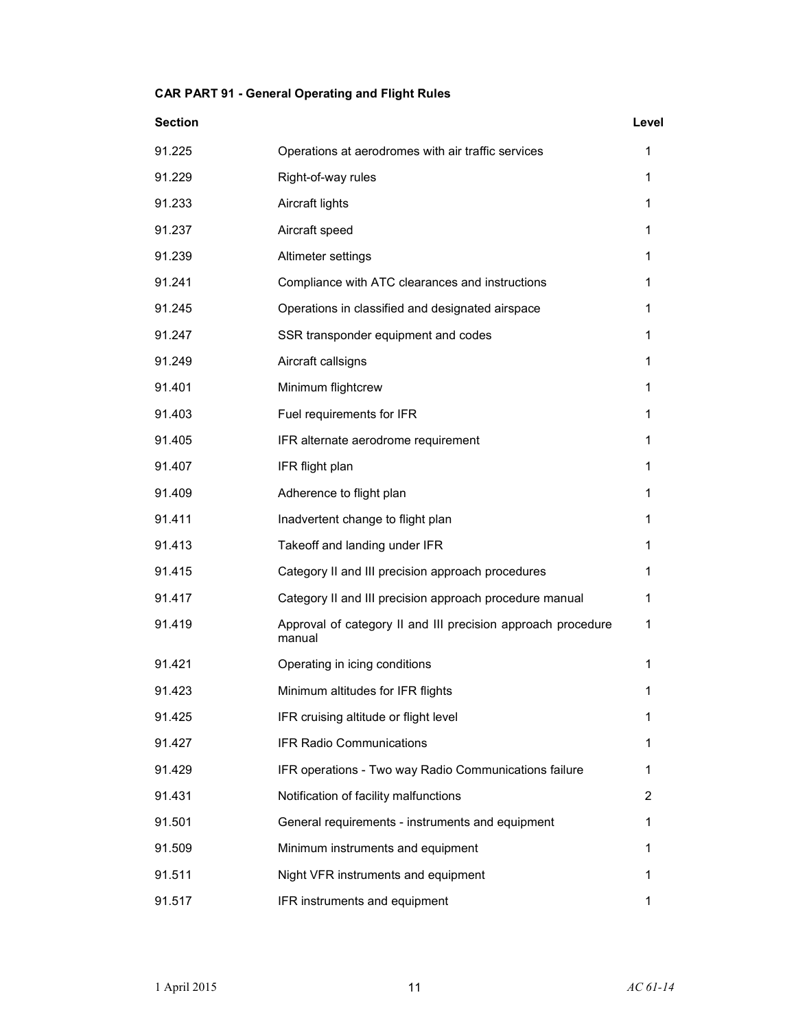**CAR PART 91 - General Operating and Flight Rules**

| Section | | Level |
|---|---|---|
| 91.225 | Operations at aerodromes with air traffic services | 1 |
| 91.229 | Right-of-way rules | 1 |
| 91.233 | Aircraft lights | 1 |
| 91.237 | Aircraft speed | 1 |
| 91.239 | Altimeter settings | 1 |
| 91.241 | Compliance with ATC clearances and instructions | 1 |
| 91.245 | Operations in classified and designated airspace | 1 |
| 91.247 | SSR transponder equipment and codes | 1 |
| 91.249 | Aircraft callsigns | 1 |
| 91.401 | Minimum flightcrew | 1 |
| 91.403 | Fuel requirements for IFR | 1 |
| 91.405 | IFR alternate aerodrome requirement | 1 |
| 91.407 | IFR flight plan | 1 |
| 91.409 | Adherence to flight plan | 1 |
| 91.411 | Inadvertent change to flight plan | 1 |
| 91.413 | Takeoff and landing under IFR | 1 |
| 91.415 | Category II and III precision approach procedures | 1 |
| 91.417 | Category II and III precision approach procedure manual | 1 |
| 91.419 | Approval of category II and III precision approach procedure manual | 1 |
| 91.421 | Operating in icing conditions | 1 |
| 91.423 | Minimum altitudes for IFR flights | 1 |
| 91.425 | IFR cruising altitude or flight level | 1 |
| 91.427 | IFR Radio Communications | 1 |
| 91.429 | IFR operations - Two way Radio Communications failure | 1 |
| 91.431 | Notification of facility malfunctions | 2 |
| 91.501 | General requirements - instruments and equipment | 1 |
| 91.509 | Minimum instruments and equipment | 1 |
| 91.511 | Night VFR instruments and equipment | 1 |
| 91.517 | IFR instruments and equipment | 1 |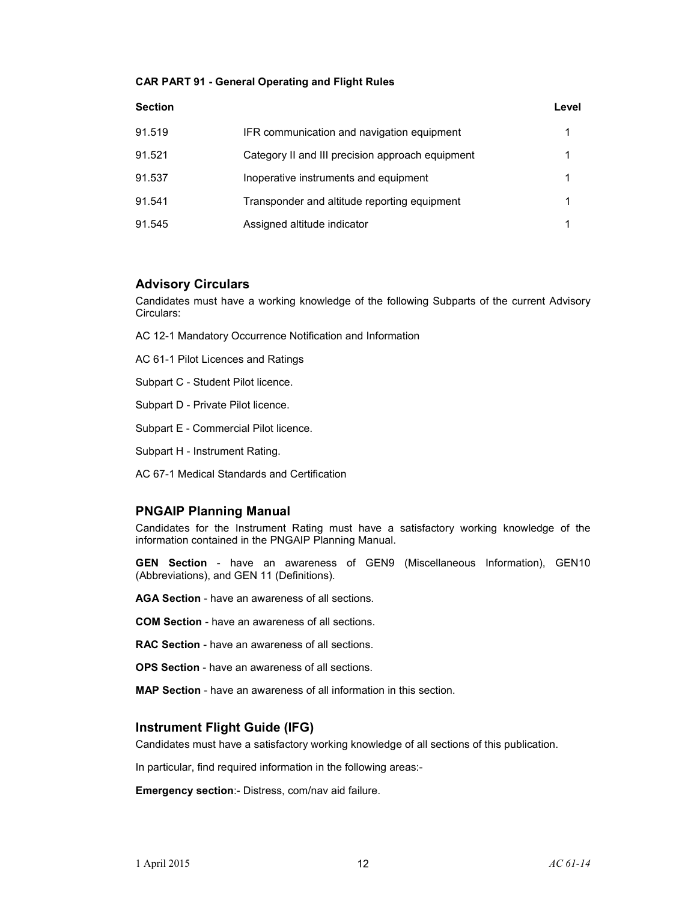**CAR PART 91 - General Operating and Flight Rules**

| Section | | Level |
|---|---|---|
| 91.519 | IFR communication and navigation equipment | 1 |
| 91.521 | Category II and III precision approach equipment | 1 |
| 91.537 | Inoperative instruments and equipment | 1 |
| 91.541 | Transponder and altitude reporting equipment | 1 |
| 91.545 | Assigned altitude indicator | 1 |

## Advisory Circulars

Candidates must have a working knowledge of the following Subparts of the current Advisory Circulars:

AC 12-1 Mandatory Occurrence Notification and Information

AC 61-1 Pilot Licences and Ratings

Subpart C - Student Pilot licence.

Subpart D - Private Pilot licence.

Subpart E - Commercial Pilot licence.

Subpart H - Instrument Rating.

AC 67-1 Medical Standards and Certification

## PNGAIP Planning Manual

Candidates for the Instrument Rating must have a satisfactory working knowledge of the information contained in the PNGAIP Planning Manual.

**GEN Section** - have an awareness of GEN9 (Miscellaneous Information), GEN10 (Abbreviations), and GEN 11 (Definitions).

**AGA Section** - have an awareness of all sections.

**COM Section** - have an awareness of all sections.

**RAC Section** - have an awareness of all sections.

**OPS Section** - have an awareness of all sections.

**MAP Section** - have an awareness of all information in this section.

## Instrument Flight Guide (IFG)

Candidates must have a satisfactory working knowledge of all sections of this publication.

In particular, find required information in the following areas:-

**Emergency section**:- Distress, com/nav aid failure.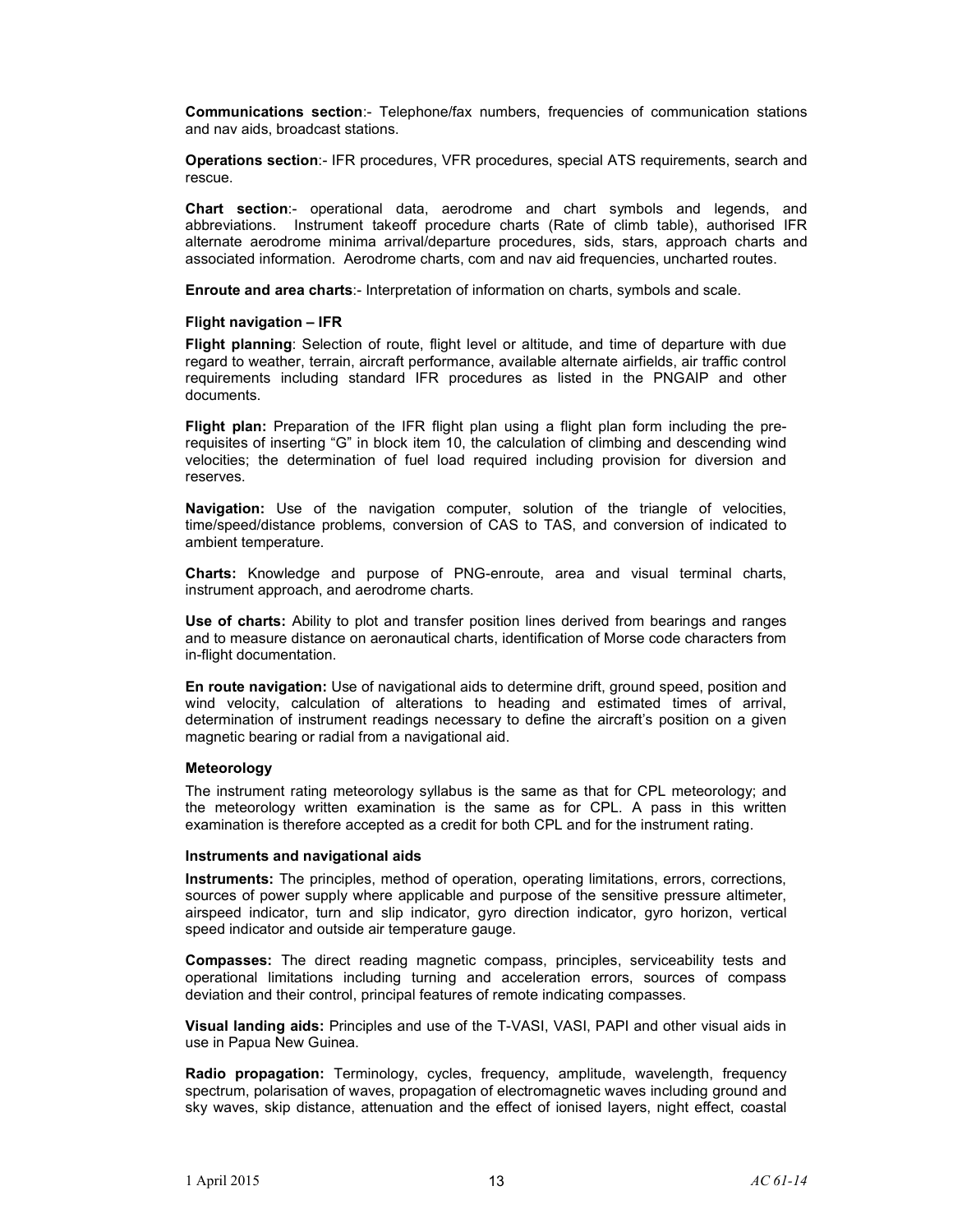**Communications section**:- Telephone/fax numbers, frequencies of communication stations and nav aids, broadcast stations.

**Operations section**:- IFR procedures, VFR procedures, special ATS requirements, search and rescue.

**Chart section**:- operational data, aerodrome and chart symbols and legends, and abbreviations. Instrument takeoff procedure charts (Rate of climb table), authorised IFR alternate aerodrome minima arrival/departure procedures, sids, stars, approach charts and associated information. Aerodrome charts, com and nav aid frequencies, uncharted routes.

**Enroute and area charts**:- Interpretation of information on charts, symbols and scale.

#### Flight navigation – IFR

**Flight planning**: Selection of route, flight level or altitude, and time of departure with due regard to weather, terrain, aircraft performance, available alternate airfields, air traffic control requirements including standard IFR procedures as listed in the PNGAIP and other documents.

**Flight plan:** Preparation of the IFR flight plan using a flight plan form including the pre-requisites of inserting “G” in block item 10, the calculation of climbing and descending wind velocities; the determination of fuel load required including provision for diversion and reserves.

**Navigation:** Use of the navigation computer, solution of the triangle of velocities, time/speed/distance problems, conversion of CAS to TAS, and conversion of indicated to ambient temperature.

**Charts:** Knowledge and purpose of PNG-enroute, area and visual terminal charts, instrument approach, and aerodrome charts.

**Use of charts:** Ability to plot and transfer position lines derived from bearings and ranges and to measure distance on aeronautical charts, identification of Morse code characters from in-flight documentation.

**En route navigation:** Use of navigational aids to determine drift, ground speed, position and wind velocity, calculation of alterations to heading and estimated times of arrival, determination of instrument readings necessary to define the aircraft’s position on a given magnetic bearing or radial from a navigational aid.

#### Meteorology

The instrument rating meteorology syllabus is the same as that for CPL meteorology; and the meteorology written examination is the same as for CPL. A pass in this written examination is therefore accepted as a credit for both CPL and for the instrument rating.

#### Instruments and navigational aids

**Instruments:** The principles, method of operation, operating limitations, errors, corrections, sources of power supply where applicable and purpose of the sensitive pressure altimeter, airspeed indicator, turn and slip indicator, gyro direction indicator, gyro horizon, vertical speed indicator and outside air temperature gauge.

**Compasses:** The direct reading magnetic compass, principles, serviceability tests and operational limitations including turning and acceleration errors, sources of compass deviation and their control, principal features of remote indicating compasses.

**Visual landing aids:** Principles and use of the T-VASI, VASI, PAPI and other visual aids in use in Papua New Guinea.

**Radio propagation:** Terminology, cycles, frequency, amplitude, wavelength, frequency spectrum, polarisation of waves, propagation of electromagnetic waves including ground and sky waves, skip distance, attenuation and the effect of ionised layers, night effect, coastal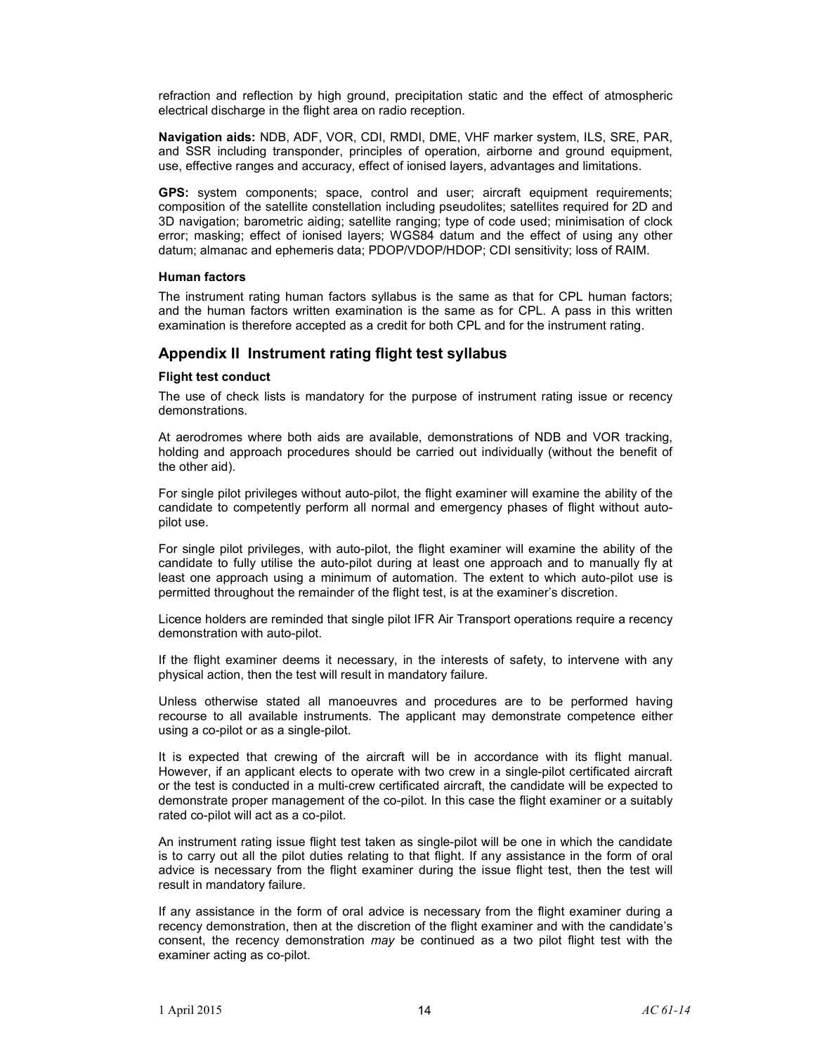refraction and reflection by high ground, precipitation static and the effect of atmospheric electrical discharge in the flight area on radio reception.

**Navigation aids:** NDB, ADF, VOR, CDI, RMDI, DME, VHF marker system, ILS, SRE, PAR, and SSR including transponder, principles of operation, airborne and ground equipment, use, effective ranges and accuracy, effect of ionised layers, advantages and limitations.

**GPS:** system components; space, control and user; aircraft equipment requirements; composition of the satellite constellation including pseudolites; satellites required for 2D and 3D navigation; barometric aiding; satellite ranging; type of code used; minimisation of clock error; masking; effect of ionised layers; WGS84 datum and the effect of using any other datum; almanac and ephemeris data; PDOP/VDOP/HDOP; CDI sensitivity; loss of RAIM.

#### Human factors

The instrument rating human factors syllabus is the same as that for CPL human factors; and the human factors written examination is the same as for CPL. A pass in this written examination is therefore accepted as a credit for both CPL and for the instrument rating.

## Appendix II Instrument rating flight test syllabus

#### Flight test conduct

The use of check lists is mandatory for the purpose of instrument rating issue or recency demonstrations.

At aerodromes where both aids are available, demonstrations of NDB and VOR tracking, holding and approach procedures should be carried out individually (without the benefit of the other aid).

For single pilot privileges without auto-pilot, the flight examiner will examine the ability of the candidate to competently perform all normal and emergency phases of flight without auto-pilot use.

For single pilot privileges, with auto-pilot, the flight examiner will examine the ability of the candidate to fully utilise the auto-pilot during at least one approach and to manually fly at least one approach using a minimum of automation. The extent to which auto-pilot use is permitted throughout the remainder of the flight test, is at the examiner's discretion.

Licence holders are reminded that single pilot IFR Air Transport operations require a recency demonstration with auto-pilot.

If the flight examiner deems it necessary, in the interests of safety, to intervene with any physical action, then the test will result in mandatory failure.

Unless otherwise stated all manoeuvres and procedures are to be performed having recourse to all available instruments. The applicant may demonstrate competence either using a co-pilot or as a single-pilot.

It is expected that crewing of the aircraft will be in accordance with its flight manual. However, if an applicant elects to operate with two crew in a single-pilot certificated aircraft or the test is conducted in a multi-crew certificated aircraft, the candidate will be expected to demonstrate proper management of the co-pilot. In this case the flight examiner or a suitably rated co-pilot will act as a co-pilot.

An instrument rating issue flight test taken as single-pilot will be one in which the candidate is to carry out all the pilot duties relating to that flight. If any assistance in the form of oral advice is necessary from the flight examiner during the issue flight test, then the test will result in mandatory failure.

If any assistance in the form of oral advice is necessary from the flight examiner during a recency demonstration, then at the discretion of the flight examiner and with the candidate's consent, the recency demonstration *may* be continued as a two pilot flight test with the examiner acting as co-pilot.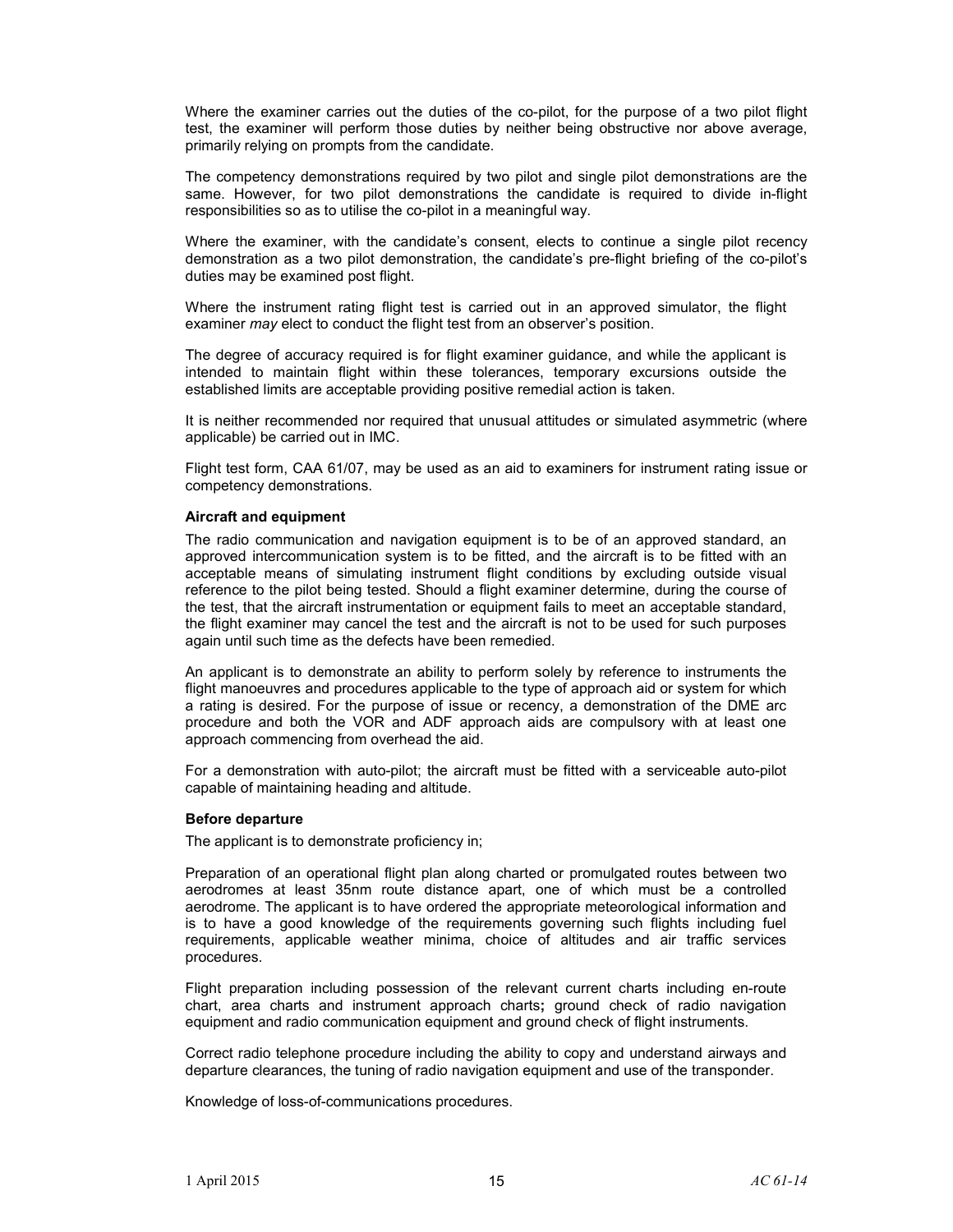Where the examiner carries out the duties of the co-pilot, for the purpose of a two pilot flight test, the examiner will perform those duties by neither being obstructive nor above average, primarily relying on prompts from the candidate.

The competency demonstrations required by two pilot and single pilot demonstrations are the same. However, for two pilot demonstrations the candidate is required to divide in-flight responsibilities so as to utilise the co-pilot in a meaningful way.

Where the examiner, with the candidate's consent, elects to continue a single pilot recency demonstration as a two pilot demonstration, the candidate's pre-flight briefing of the co-pilot's duties may be examined post flight.

Where the instrument rating flight test is carried out in an approved simulator, the flight examiner *may* elect to conduct the flight test from an observer's position.

The degree of accuracy required is for flight examiner guidance, and while the applicant is intended to maintain flight within these tolerances, temporary excursions outside the established limits are acceptable providing positive remedial action is taken.

It is neither recommended nor required that unusual attitudes or simulated asymmetric (where applicable) be carried out in IMC.

Flight test form, CAA 61/07, may be used as an aid to examiners for instrument rating issue or competency demonstrations.

**Aircraft and equipment**

The radio communication and navigation equipment is to be of an approved standard, an approved intercommunication system is to be fitted, and the aircraft is to be fitted with an acceptable means of simulating instrument flight conditions by excluding outside visual reference to the pilot being tested. Should a flight examiner determine, during the course of the test, that the aircraft instrumentation or equipment fails to meet an acceptable standard, the flight examiner may cancel the test and the aircraft is not to be used for such purposes again until such time as the defects have been remedied.

An applicant is to demonstrate an ability to perform solely by reference to instruments the flight manoeuvres and procedures applicable to the type of approach aid or system for which a rating is desired. For the purpose of issue or recency, a demonstration of the DME arc procedure and both the VOR and ADF approach aids are compulsory with at least one approach commencing from overhead the aid.

For a demonstration with auto-pilot; the aircraft must be fitted with a serviceable auto-pilot capable of maintaining heading and altitude.

**Before departure**

The applicant is to demonstrate proficiency in;

Preparation of an operational flight plan along charted or promulgated routes between two aerodromes at least 35nm route distance apart, one of which must be a controlled aerodrome. The applicant is to have ordered the appropriate meteorological information and is to have a good knowledge of the requirements governing such flights including fuel requirements, applicable weather minima, choice of altitudes and air traffic services procedures.

Flight preparation including possession of the relevant current charts including en-route chart, area charts and instrument approach charts**;** ground check of radio navigation equipment and radio communication equipment and ground check of flight instruments.

Correct radio telephone procedure including the ability to copy and understand airways and departure clearances, the tuning of radio navigation equipment and use of the transponder.

Knowledge of loss-of-communications procedures.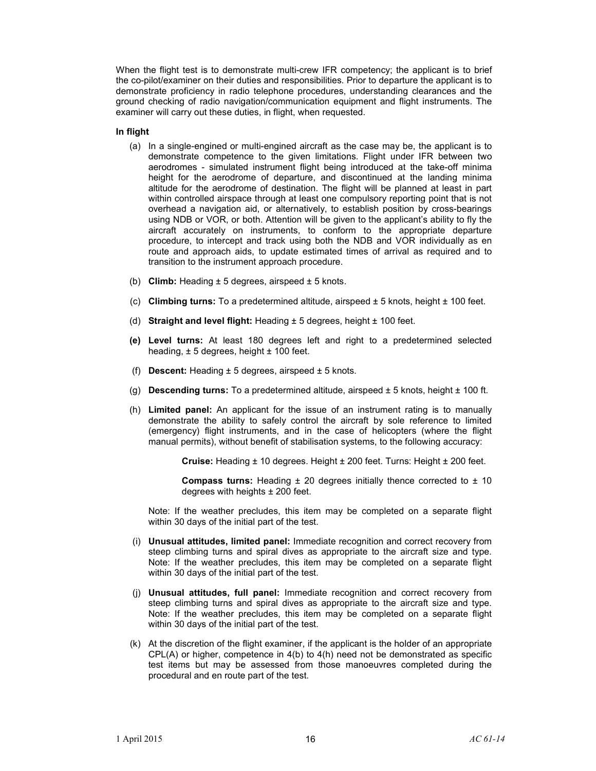When the flight test is to demonstrate multi-crew IFR competency; the applicant is to brief the co-pilot/examiner on their duties and responsibilities. Prior to departure the applicant is to demonstrate proficiency in radio telephone procedures, understanding clearances and the ground checking of radio navigation/communication equipment and flight instruments. The examiner will carry out these duties, in flight, when requested.

**In flight**

(a) In a single-engined or multi-engined aircraft as the case may be, the applicant is to demonstrate competence to the given limitations. Flight under IFR between two aerodromes - simulated instrument flight being introduced at the take-off minima height for the aerodrome of departure, and discontinued at the landing minima altitude for the aerodrome of destination. The flight will be planned at least in part within controlled airspace through at least one compulsory reporting point that is not overhead a navigation aid, or alternatively, to establish position by cross-bearings using NDB or VOR, or both. Attention will be given to the applicant's ability to fly the aircraft accurately on instruments, to conform to the appropriate departure procedure, to intercept and track using both the NDB and VOR individually as en route and approach aids, to update estimated times of arrival as required and to transition to the instrument approach procedure.

(b) **Climb:** Heading ± 5 degrees, airspeed ± 5 knots.

(c) **Climbing turns:** To a predetermined altitude, airspeed ± 5 knots, height ± 100 feet.

(d) **Straight and level flight:** Heading ± 5 degrees, height ± 100 feet.

**(e) Level turns:** At least 180 degrees left and right to a predetermined selected heading, ± 5 degrees, height ± 100 feet.

(f) **Descent:** Heading ± 5 degrees, airspeed ± 5 knots.

(g) **Descending turns:** To a predetermined altitude, airspeed ± 5 knots, height ± 100 ft.

(h) **Limited panel:** An applicant for the issue of an instrument rating is to manually demonstrate the ability to safely control the aircraft by sole reference to limited (emergency) flight instruments, and in the case of helicopters (where the flight manual permits), without benefit of stabilisation systems, to the following accuracy:

> **Cruise:** Heading ± 10 degrees. Height ± 200 feet. Turns: Height ± 200 feet.
>
> **Compass turns:** Heading ± 20 degrees initially thence corrected to ± 10 degrees with heights ± 200 feet.

Note: If the weather precludes, this item may be completed on a separate flight within 30 days of the initial part of the test.

(i) **Unusual attitudes, limited panel:** Immediate recognition and correct recovery from steep climbing turns and spiral dives as appropriate to the aircraft size and type. Note: If the weather precludes, this item may be completed on a separate flight within 30 days of the initial part of the test.

(j) **Unusual attitudes, full panel:** Immediate recognition and correct recovery from steep climbing turns and spiral dives as appropriate to the aircraft size and type. Note: If the weather precludes, this item may be completed on a separate flight within 30 days of the initial part of the test.

(k) At the discretion of the flight examiner, if the applicant is the holder of an appropriate CPL(A) or higher, competence in 4(b) to 4(h) need not be demonstrated as specific test items but may be assessed from those manoeuvres completed during the procedural and en route part of the test.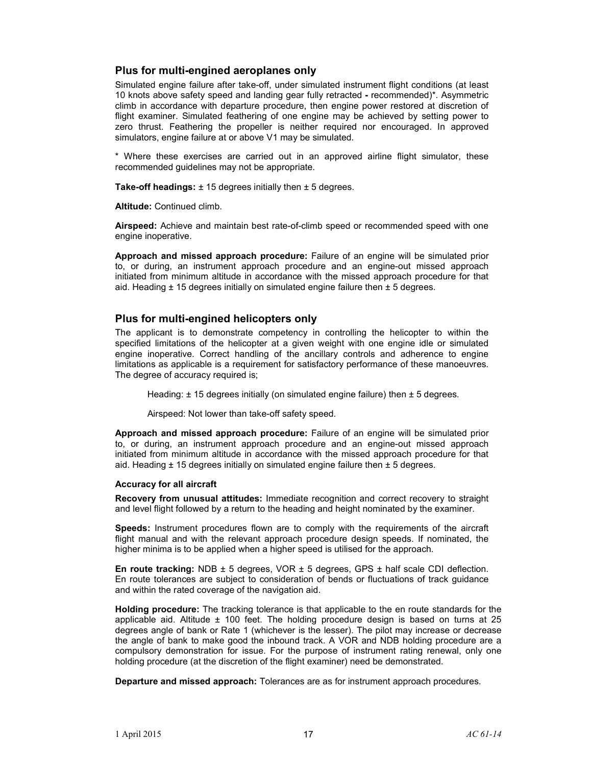## Plus for multi-engined aeroplanes only

Simulated engine failure after take-off, under simulated instrument flight conditions (at least 10 knots above safety speed and landing gear fully retracted **-** recommended)*. Asymmetric climb in accordance with departure procedure, then engine power restored at discretion of flight examiner. Simulated feathering of one engine may be achieved by setting power to zero thrust. Feathering the propeller is neither required nor encouraged. In approved simulators, engine failure at or above V1 may be simulated.

* Where these exercises are carried out in an approved airline flight simulator, these recommended guidelines may not be appropriate.

**Take-off headings:** ± 15 degrees initially then ± 5 degrees.

**Altitude:** Continued climb.

**Airspeed:** Achieve and maintain best rate-of-climb speed or recommended speed with one engine inoperative.

**Approach and missed approach procedure:** Failure of an engine will be simulated prior to, or during, an instrument approach procedure and an engine-out missed approach initiated from minimum altitude in accordance with the missed approach procedure for that aid. Heading ± 15 degrees initially on simulated engine failure then ± 5 degrees.

## Plus for multi-engined helicopters only

The applicant is to demonstrate competency in controlling the helicopter to within the specified limitations of the helicopter at a given weight with one engine idle or simulated engine inoperative. Correct handling of the ancillary controls and adherence to engine limitations as applicable is a requirement for satisfactory performance of these manoeuvres. The degree of accuracy required is;

Heading: ± 15 degrees initially (on simulated engine failure) then ± 5 degrees.

Airspeed: Not lower than take-off safety speed.

**Approach and missed approach procedure:** Failure of an engine will be simulated prior to, or during, an instrument approach procedure and an engine-out missed approach initiated from minimum altitude in accordance with the missed approach procedure for that aid. Heading ± 15 degrees initially on simulated engine failure then ± 5 degrees.

#### Accuracy for all aircraft

**Recovery from unusual attitudes:** Immediate recognition and correct recovery to straight and level flight followed by a return to the heading and height nominated by the examiner.

**Speeds:** Instrument procedures flown are to comply with the requirements of the aircraft flight manual and with the relevant approach procedure design speeds. If nominated, the higher minima is to be applied when a higher speed is utilised for the approach.

**En route tracking:** NDB ± 5 degrees, VOR ± 5 degrees, GPS ± half scale CDI deflection. En route tolerances are subject to consideration of bends or fluctuations of track guidance and within the rated coverage of the navigation aid.

**Holding procedure:** The tracking tolerance is that applicable to the en route standards for the applicable aid. Altitude ± 100 feet. The holding procedure design is based on turns at 25 degrees angle of bank or Rate 1 (whichever is the lesser). The pilot may increase or decrease the angle of bank to make good the inbound track. A VOR and NDB holding procedure are a compulsory demonstration for issue. For the purpose of instrument rating renewal, only one holding procedure (at the discretion of the flight examiner) need be demonstrated.

**Departure and missed approach:** Tolerances are as for instrument approach procedures.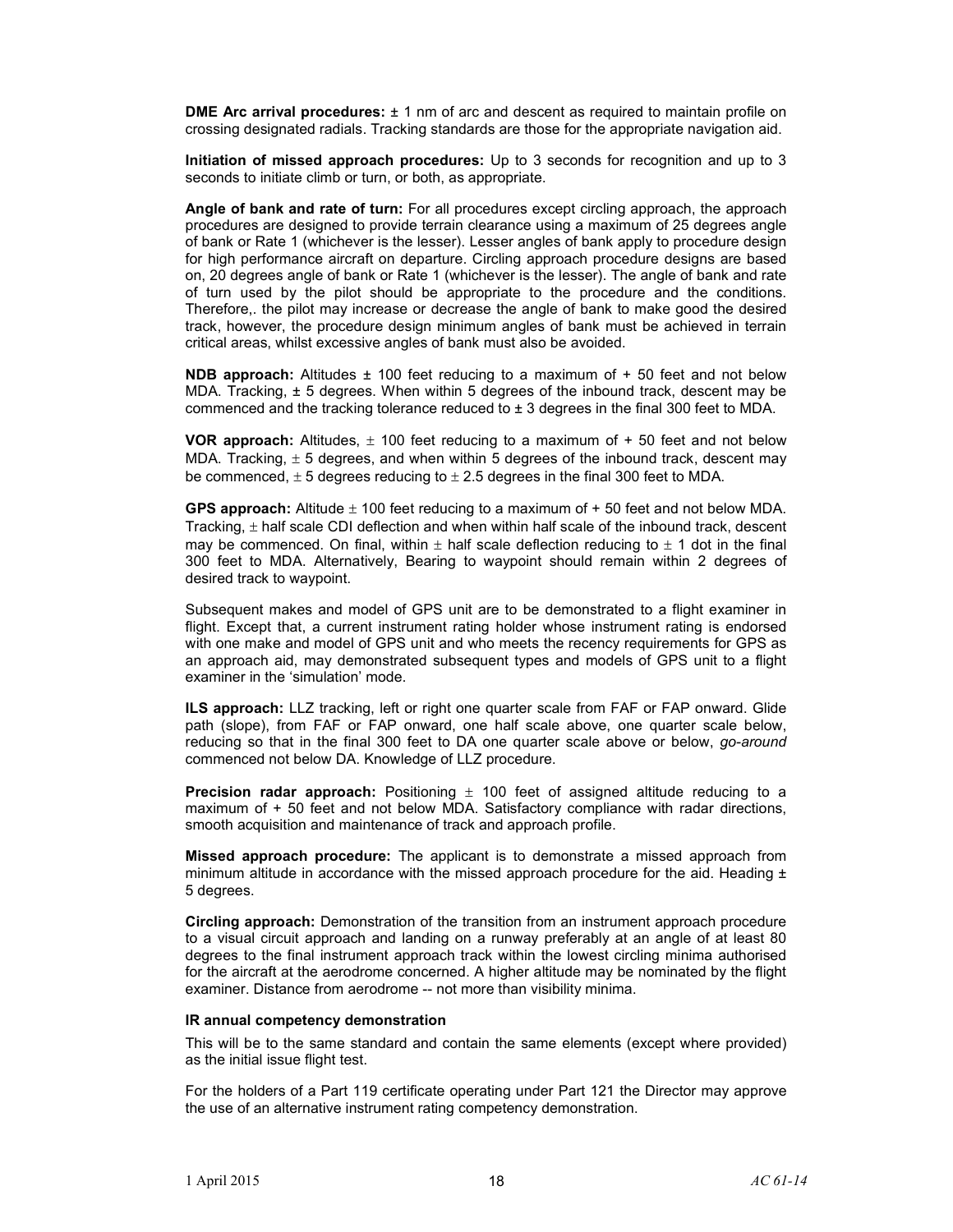**DME Arc arrival procedures:** ± 1 nm of arc and descent as required to maintain profile on crossing designated radials. Tracking standards are those for the appropriate navigation aid.

**Initiation of missed approach procedures:** Up to 3 seconds for recognition and up to 3 seconds to initiate climb or turn, or both, as appropriate.

**Angle of bank and rate of turn:** For all procedures except circling approach, the approach procedures are designed to provide terrain clearance using a maximum of 25 degrees angle of bank or Rate 1 (whichever is the lesser). Lesser angles of bank apply to procedure design for high performance aircraft on departure. Circling approach procedure designs are based on, 20 degrees angle of bank or Rate 1 (whichever is the lesser). The angle of bank and rate of turn used by the pilot should be appropriate to the procedure and the conditions. Therefore,. the pilot may increase or decrease the angle of bank to make good the desired track, however, the procedure design minimum angles of bank must be achieved in terrain critical areas, whilst excessive angles of bank must also be avoided.

**NDB approach:** Altitudes ± 100 feet reducing to a maximum of + 50 feet and not below MDA. Tracking, ± 5 degrees. When within 5 degrees of the inbound track, descent may be commenced and the tracking tolerance reduced to ± 3 degrees in the final 300 feet to MDA.

**VOR approach:** Altitudes, ± 100 feet reducing to a maximum of + 50 feet and not below MDA. Tracking, ± 5 degrees, and when within 5 degrees of the inbound track, descent may be commenced, ± 5 degrees reducing to ± 2.5 degrees in the final 300 feet to MDA.

**GPS approach:** Altitude ± 100 feet reducing to a maximum of + 50 feet and not below MDA. Tracking, ± half scale CDI deflection and when within half scale of the inbound track, descent may be commenced. On final, within ± half scale deflection reducing to ± 1 dot in the final 300 feet to MDA. Alternatively, Bearing to waypoint should remain within 2 degrees of desired track to waypoint.

Subsequent makes and model of GPS unit are to be demonstrated to a flight examiner in flight. Except that, a current instrument rating holder whose instrument rating is endorsed with one make and model of GPS unit and who meets the recency requirements for GPS as an approach aid, may demonstrated subsequent types and models of GPS unit to a flight examiner in the 'simulation' mode.

**ILS approach:** LLZ tracking, left or right one quarter scale from FAF or FAP onward. Glide path (slope), from FAF or FAP onward, one half scale above, one quarter scale below, reducing so that in the final 300 feet to DA one quarter scale above or below, *go-around* commenced not below DA. Knowledge of LLZ procedure.

**Precision radar approach:** Positioning ± 100 feet of assigned altitude reducing to a maximum of + 50 feet and not below MDA. Satisfactory compliance with radar directions, smooth acquisition and maintenance of track and approach profile.

**Missed approach procedure:** The applicant is to demonstrate a missed approach from minimum altitude in accordance with the missed approach procedure for the aid. Heading ± 5 degrees.

**Circling approach:** Demonstration of the transition from an instrument approach procedure to a visual circuit approach and landing on a runway preferably at an angle of at least 80 degrees to the final instrument approach track within the lowest circling minima authorised for the aircraft at the aerodrome concerned. A higher altitude may be nominated by the flight examiner. Distance from aerodrome -- not more than visibility minima.

**IR annual competency demonstration**

This will be to the same standard and contain the same elements (except where provided) as the initial issue flight test.

For the holders of a Part 119 certificate operating under Part 121 the Director may approve the use of an alternative instrument rating competency demonstration.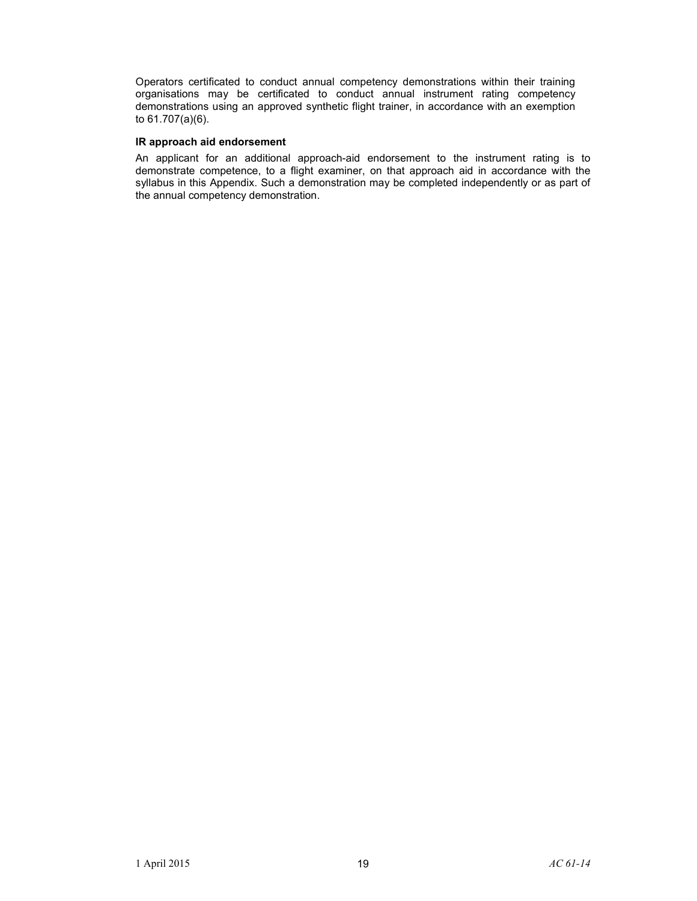Operators certificated to conduct annual competency demonstrations within their training organisations may be certificated to conduct annual instrument rating competency demonstrations using an approved synthetic flight trainer, in accordance with an exemption to 61.707(a)(6).

**IR approach aid endorsement**

An applicant for an additional approach-aid endorsement to the instrument rating is to demonstrate competence, to a flight examiner, on that approach aid in accordance with the syllabus in this Appendix. Such a demonstration may be completed independently or as part of the annual competency demonstration.